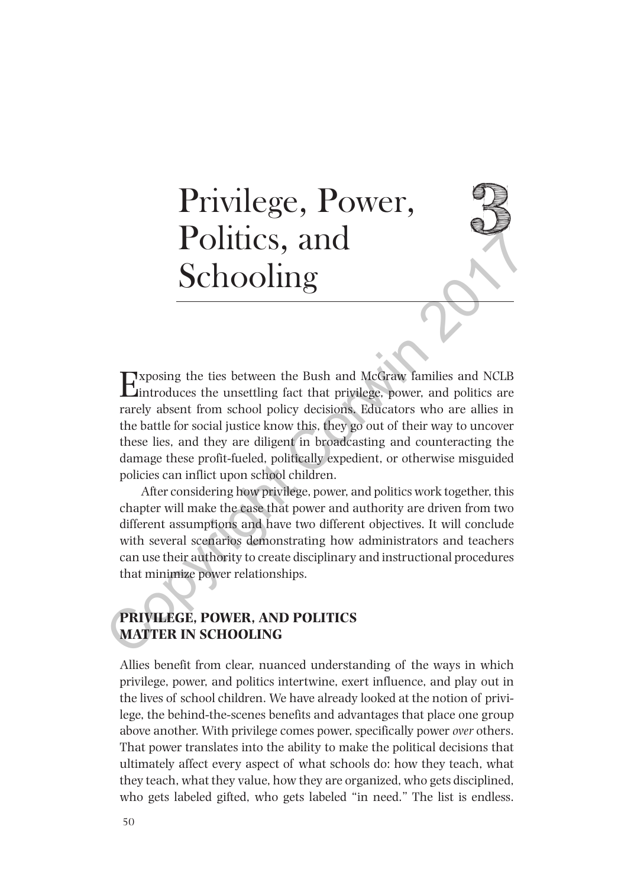# 3 Privilege, Power, Politics, and Schooling

Exposing the ties between the Bush and McGraw families and NCLB introduces the unsettling fact that privilege, power, and politics are rarely absent from school policy decisions. Educators who are allies in the battle for social justice know this, they go out of their way to uncover these lies, and they are diligent in broadcasting and counteracting the damage these profit-fueled, politically expedient, or otherwise misguided policies can inflict upon school children.

After considering how privilege, power, and politics work together, this chapter will make the case that power and authority are driven from two different assumptions and have two different objectives. It will conclude with several scenarios demonstrating how administrators and teachers can use their authority to create disciplinary and instructional procedures that minimize power relationships.

## PRIVILEGE, POWER, AND POLITICS MATTER IN SCHOOLING

Allies benefit from clear, nuanced understanding of the ways in which privilege, power, and politics intertwine, exert influence, and play out in the lives of school children. We have already looked at the notion of privilege, the behind-the-scenes benefits and advantages that place one group above another. With privilege comes power, specifically power *over* others. That power translates into the ability to make the political decisions that ultimately affect every aspect of what schools do: how they teach, what they teach, what they value, how they are organized, who gets disciplined, who gets labeled gifted, who gets labeled "in need." The list is endless.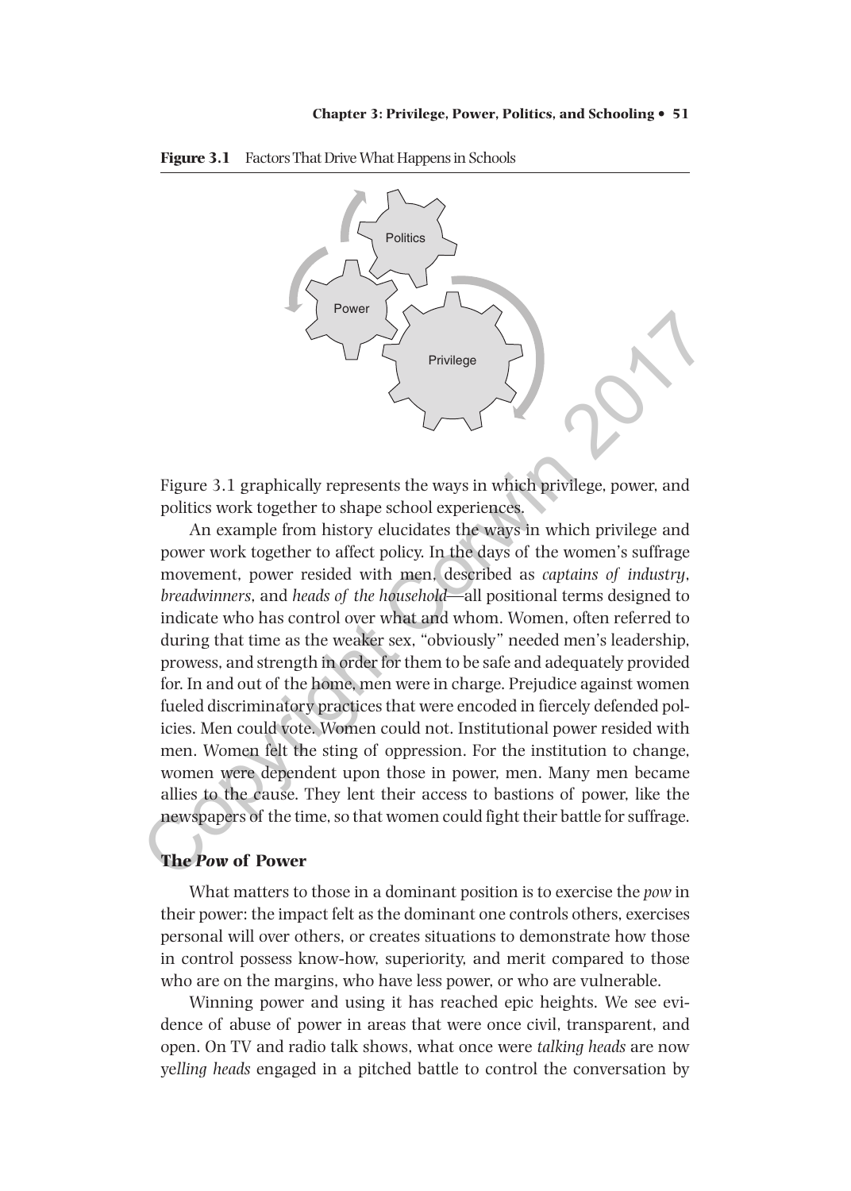**Figure 3.1** Factors That Drive What Happens in Schools

Politics

Power

Privilege

Figure 3.1 graphically represents the ways in which privilege, power, and politics work together to shape school experiences.

An example from history elucidates the ways in which privilege and power work together to affect policy. In the days of the women's suffrage movement, power resided with men, described as *captains of industry*, *breadwinners*, and *heads of the household*—all positional terms designed to indicate who has control over what and whom. Women, often referred to during that time as the weaker sex, "obviously" needed men's leadership, prowess, and strength in order for them to be safe and adequately provided for. In and out of the home, men were in charge. Prejudice against women fueled discriminatory practices that were encoded in fiercely defended policies. Men could vote. Women could not. Institutional power resided with men. Women felt the sting of oppression. For the institution to change, women were dependent upon those in power, men. Many men became allies to the cause. They lent their access to bastions of power, like the newspapers of the time, so that women could fight their battle for suffrage.

## The *Pow* of Power

What matters to those in a dominant position is to exercise the *pow* in their power: the impact felt as the dominant one controls others, exercises personal will over others, or creates situations to demonstrate how those in control possess know-how, superiority, and merit compared to those who are on the margins, who have less power, or who are vulnerable.

Winning power and using it has reached epic heights. We see evidence of abuse of power in areas that were once civil, transparent, and open. On TV and radio talk shows, what once were *talking heads* are now *yelling heads* engaged in a pitched battle to control the conversation by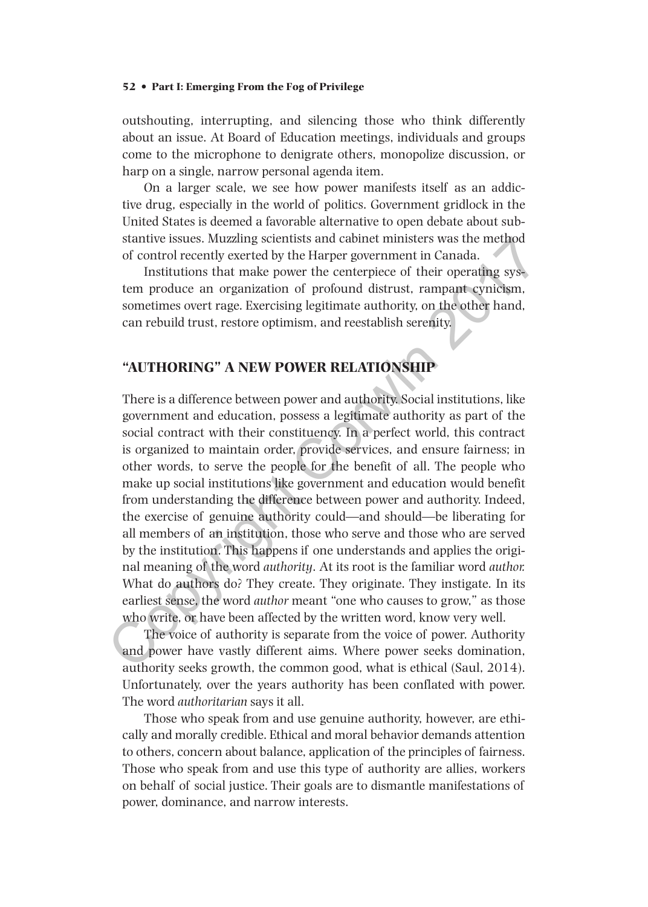outshouting, interrupting, and silencing those who think differently about an issue. At Board of Education meetings, individuals and groups come to the microphone to denigrate others, monopolize discussion, or harp on a single, narrow personal agenda item.

On a larger scale, we see how power manifests itself as an addictive drug, especially in the world of politics. Government gridlock in the United States is deemed a favorable alternative to open debate about substantive issues. Muzzling scientists and cabinet ministers was the method of control recently exerted by the Harper government in Canada.

Institutions that make power the centerpiece of their operating system produce an organization of profound distrust, rampant cynicism, sometimes overt rage. Exercising legitimate authority, on the other hand, can rebuild trust, restore optimism, and reestablish serenity.

## "AUTHORING" A NEW POWER RELATIONSHIP

There is a difference between power and authority. Social institutions, like government and education, possess a legitimate authority as part of the social contract with their constituency. In a perfect world, this contract is organized to maintain order, provide services, and ensure fairness; in other words, to serve the people for the benefit of all. The people who make up social institutions like government and education would benefit from understanding the difference between power and authority. Indeed, the exercise of genuine authority could—and should—be liberating for all members of an institution, those who serve and those who are served by the institution. This happens if one understands and applies the original meaning of the word *authority*. At its root is the familiar word *author.* What do authors do? They create. They originate. They instigate. In its earliest sense, the word *author* meant "one who causes to grow," as those who write, or have been affected by the written word, know very well.

The voice of authority is separate from the voice of power. Authority and power have vastly different aims. Where power seeks domination, authority seeks growth, the common good, what is ethical (Saul, 2014). Unfortunately, over the years authority has been conflated with power. The word *authoritarian* says it all.

Those who speak from and use genuine authority, however, are ethically and morally credible. Ethical and moral behavior demands attention to others, concern about balance, application of the principles of fairness. Those who speak from and use this type of authority are allies, workers on behalf of social justice. Their goals are to dismantle manifestations of power, dominance, and narrow interests.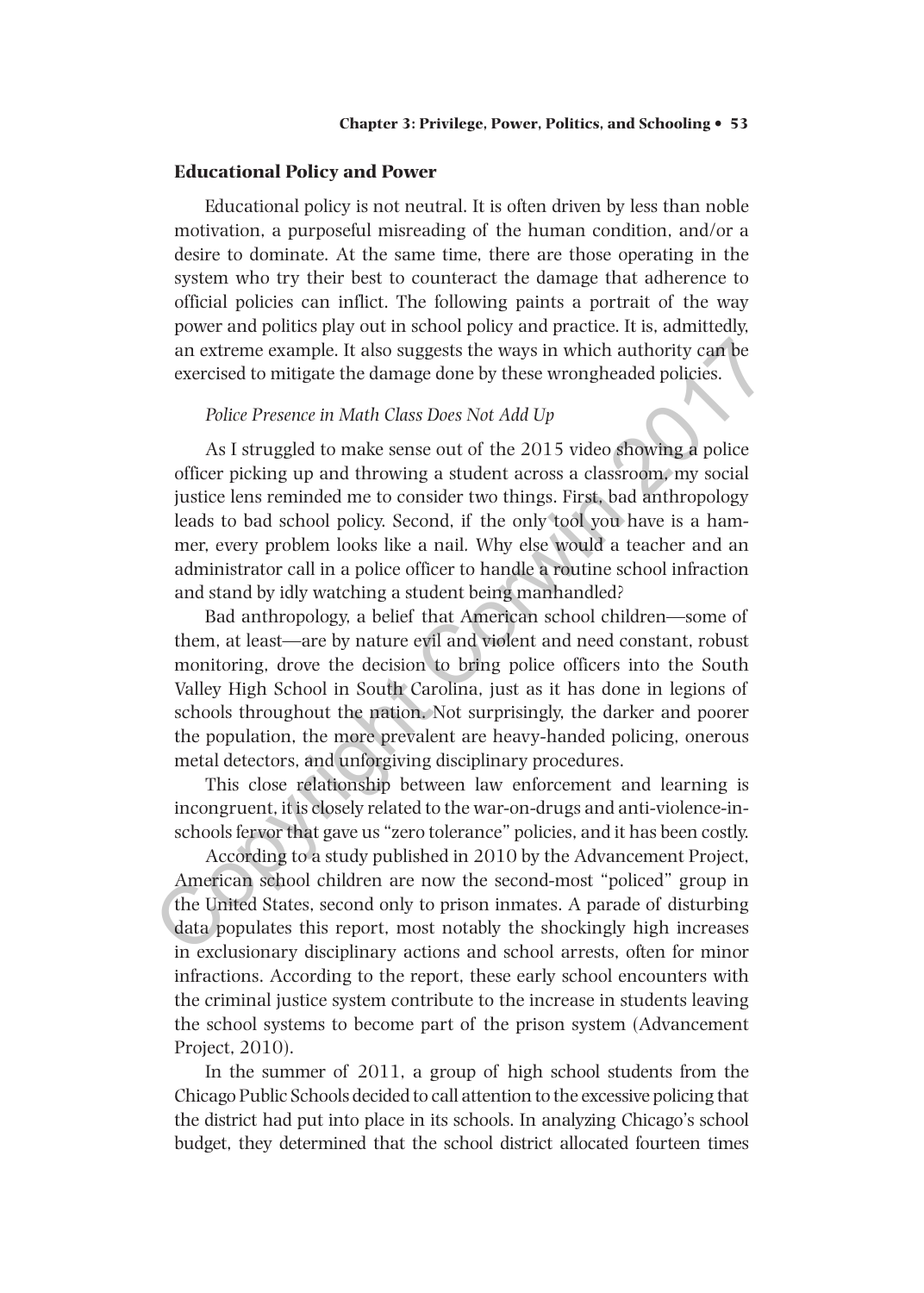## Educational Policy and Power

Educational policy is not neutral. It is often driven by less than noble motivation, a purposeful misreading of the human condition, and/or a desire to dominate. At the same time, there are those operating in the system who try their best to counteract the damage that adherence to official policies can inflict. The following paints a portrait of the way power and politics play out in school policy and practice. It is, admittedly, an extreme example. It also suggests the ways in which authority can be exercised to mitigate the damage done by these wrongheaded policies.

*Police Presence in Math Class Does Not Add Up*

As I struggled to make sense out of the 2015 video showing a police officer picking up and throwing a student across a classroom, my social justice lens reminded me to consider two things. First, bad anthropology leads to bad school policy. Second, if the only tool you have is a hammer, every problem looks like a nail. Why else would a teacher and an administrator call in a police officer to handle a routine school infraction and stand by idly watching a student being manhandled?

Bad anthropology, a belief that American school children—some of them, at least—are by nature evil and violent and need constant, robust monitoring, drove the decision to bring police officers into the South Valley High School in South Carolina, just as it has done in legions of schools throughout the nation. Not surprisingly, the darker and poorer the population, the more prevalent are heavy-handed policing, onerous metal detectors, and unforgiving disciplinary procedures.

This close relationship between law enforcement and learning is incongruent, it is closely related to the war-on-drugs and anti-violence-in-schools fervor that gave us "zero tolerance" policies, and it has been costly.

According to a study published in 2010 by the Advancement Project, American school children are now the second-most "policed" group in the United States, second only to prison inmates. A parade of disturbing data populates this report, most notably the shockingly high increases in exclusionary disciplinary actions and school arrests, often for minor infractions. According to the report, these early school encounters with the criminal justice system contribute to the increase in students leaving the school systems to become part of the prison system (Advancement Project, 2010).

In the summer of 2011, a group of high school students from the Chicago Public Schools decided to call attention to the excessive policing that the district had put into place in its schools. In analyzing Chicago's school budget, they determined that the school district allocated fourteen times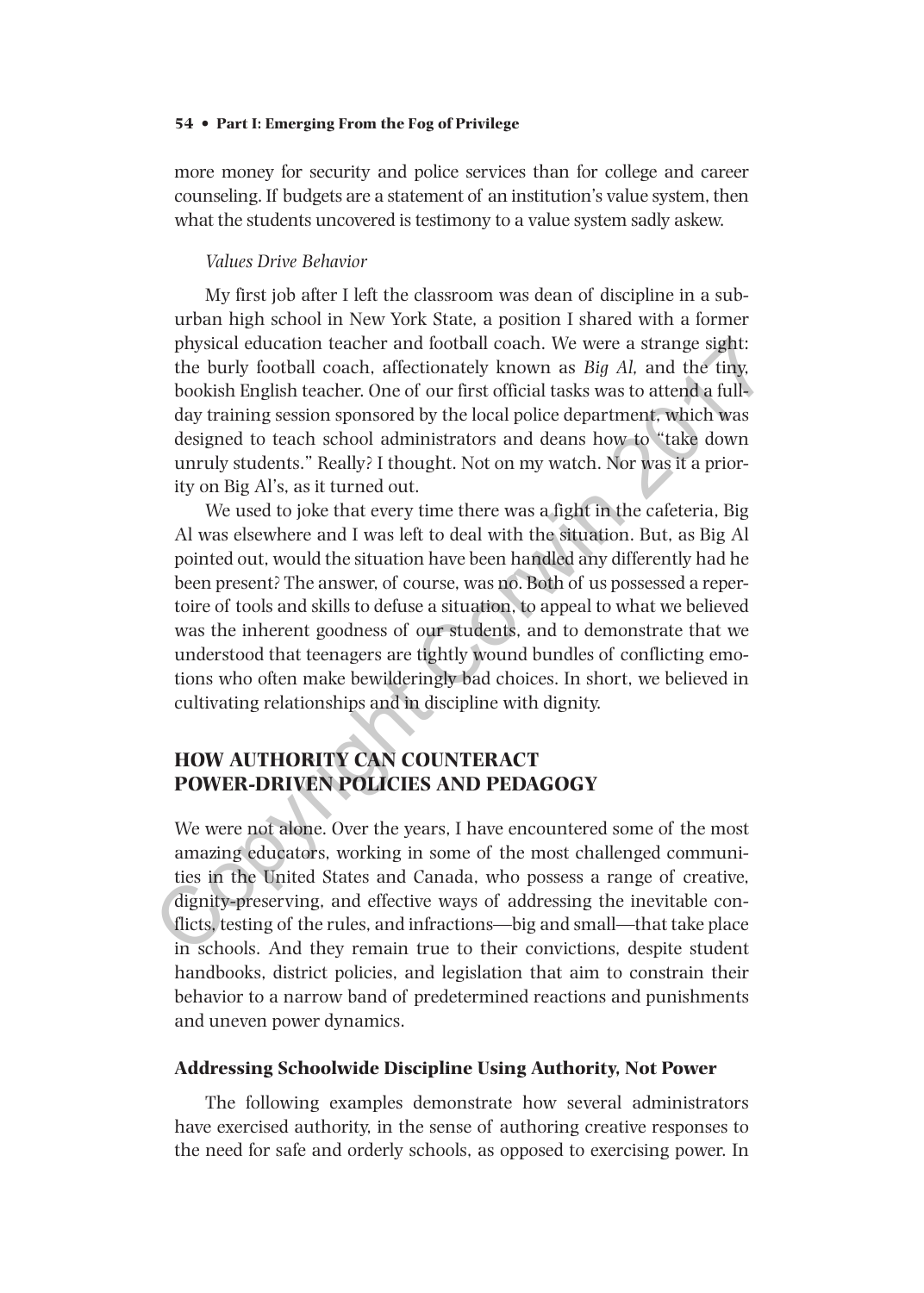more money for security and police services than for college and career counseling. If budgets are a statement of an institution's value system, then what the students uncovered is testimony to a value system sadly askew.

*Values Drive Behavior*

My first job after I left the classroom was dean of discipline in a suburban high school in New York State, a position I shared with a former physical education teacher and football coach. We were a strange sight: the burly football coach, affectionately known as *Big Al,* and the tiny, bookish English teacher. One of our first official tasks was to attend a full-day training session sponsored by the local police department, which was designed to teach school administrators and deans how to "take down unruly students." Really? I thought. Not on my watch. Nor was it a priority on Big Al's, as it turned out.

We used to joke that every time there was a fight in the cafeteria, Big Al was elsewhere and I was left to deal with the situation. But, as Big Al pointed out, would the situation have been handled any differently had he been present? The answer, of course, was no. Both of us possessed a repertoire of tools and skills to defuse a situation, to appeal to what we believed was the inherent goodness of our students, and to demonstrate that we understood that teenagers are tightly wound bundles of conflicting emotions who often make bewilderingly bad choices. In short, we believed in cultivating relationships and in discipline with dignity.

## HOW AUTHORITY CAN COUNTERACT POWER-DRIVEN POLICIES AND PEDAGOGY

We were not alone. Over the years, I have encountered some of the most amazing educators, working in some of the most challenged communities in the United States and Canada, who possess a range of creative, dignity-preserving, and effective ways of addressing the inevitable conflicts, testing of the rules, and infractions—big and small—that take place in schools. And they remain true to their convictions, despite student handbooks, district policies, and legislation that aim to constrain their behavior to a narrow band of predetermined reactions and punishments and uneven power dynamics.

### Addressing Schoolwide Discipline Using Authority, Not Power

The following examples demonstrate how several administrators have exercised authority, in the sense of authoring creative responses to the need for safe and orderly schools, as opposed to exercising power. In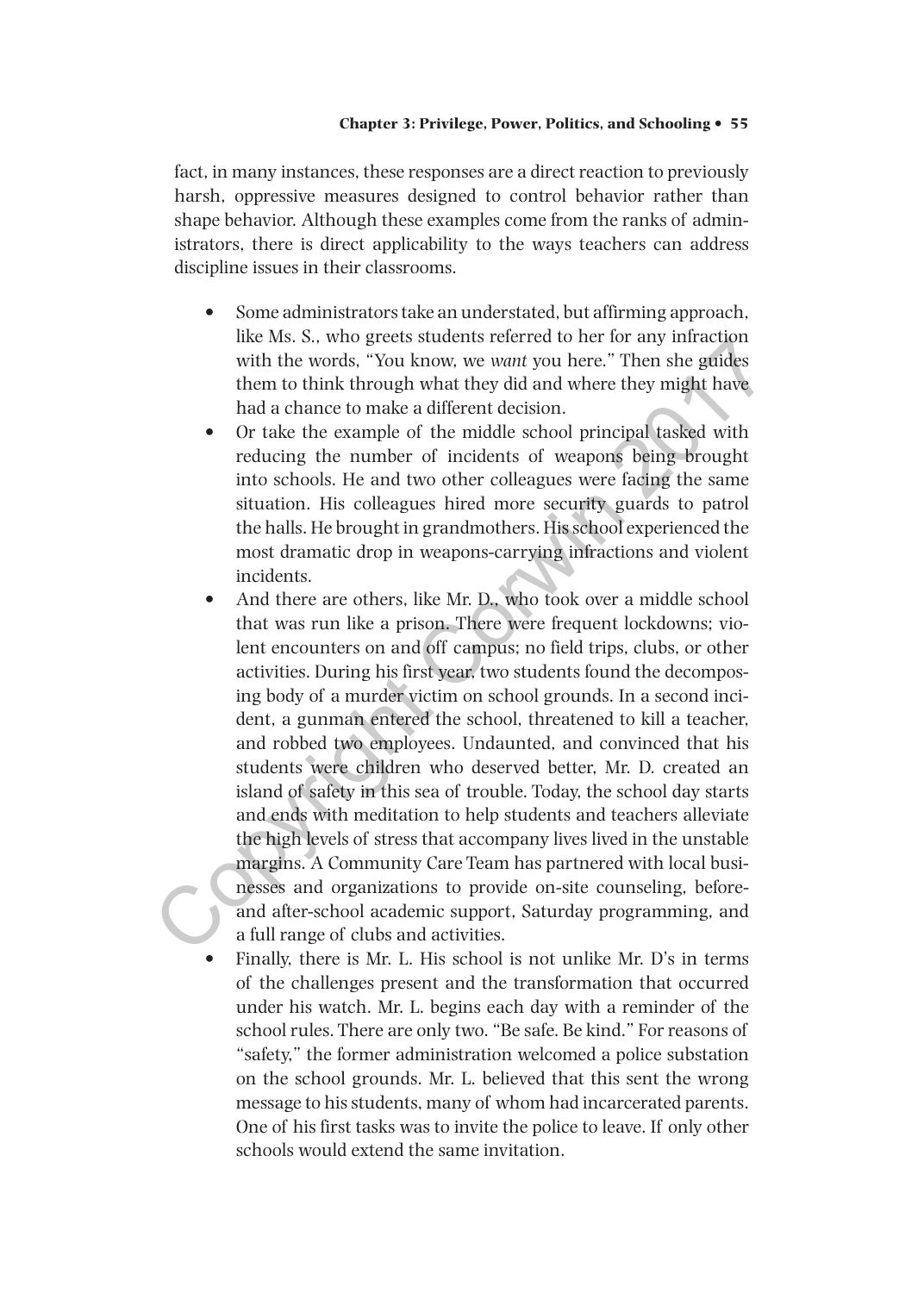fact, in many instances, these responses are a direct reaction to previously harsh, oppressive measures designed to control behavior rather than shape behavior. Although these examples come from the ranks of administrators, there is direct applicability to the ways teachers can address discipline issues in their classrooms.

- Some administrators take an understated, but affirming approach, like Ms. S., who greets students referred to her for any infraction with the words, "You know, we *want* you here." Then she guides them to think through what they did and where they might have had a chance to make a different decision.
- Or take the example of the middle school principal tasked with reducing the number of incidents of weapons being brought into schools. He and two other colleagues were facing the same situation. His colleagues hired more security guards to patrol the halls. He brought in grandmothers. His school experienced the most dramatic drop in weapons-carrying infractions and violent incidents.
- And there are others, like Mr. D., who took over a middle school that was run like a prison. There were frequent lockdowns; violent encounters on and off campus; no field trips, clubs, or other activities. During his first year, two students found the decomposing body of a murder victim on school grounds. In a second incident, a gunman entered the school, threatened to kill a teacher, and robbed two employees. Undaunted, and convinced that his students were children who deserved better, Mr. D. created an island of safety in this sea of trouble. Today, the school day starts and ends with meditation to help students and teachers alleviate the high levels of stress that accompany lives lived in the unstable margins. A Community Care Team has partnered with local businesses and organizations to provide on-site counseling, before- and after-school academic support, Saturday programming, and a full range of clubs and activities.
- Finally, there is Mr. L. His school is not unlike Mr. D's in terms of the challenges present and the transformation that occurred under his watch. Mr. L. begins each day with a reminder of the school rules. There are only two. "Be safe. Be kind." For reasons of "safety," the former administration welcomed a police substation on the school grounds. Mr. L. believed that this sent the wrong message to his students, many of whom had incarcerated parents. One of his first tasks was to invite the police to leave. If only other schools would extend the same invitation.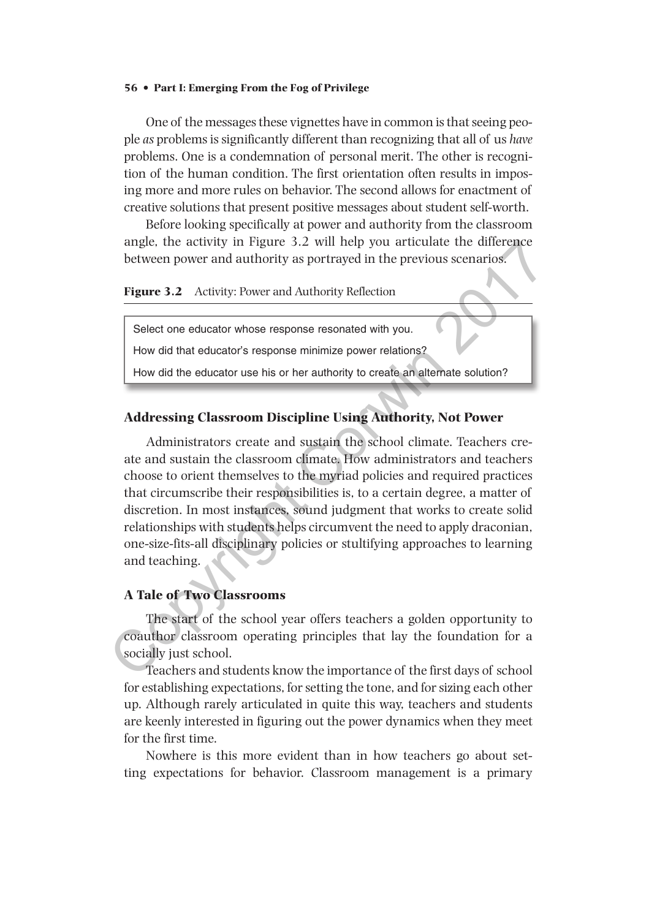One of the messages these vignettes have in common is that seeing people *as* problems is significantly different than recognizing that all of us *have* problems. One is a condemnation of personal merit. The other is recognition of the human condition. The first orientation often results in imposing more and more rules on behavior. The second allows for enactment of creative solutions that present positive messages about student self-worth.

Before looking specifically at power and authority from the classroom angle, the activity in Figure 3.2 will help you articulate the difference between power and authority as portrayed in the previous scenarios.

**Figure 3.2** Activity: Power and Authority Reflection

Select one educator whose response resonated with you.

How did that educator's response minimize power relations?

How did the educator use his or her authority to create an alternate solution?

### Addressing Classroom Discipline Using Authority, Not Power

Administrators create and sustain the school climate. Teachers create and sustain the classroom climate. How administrators and teachers choose to orient themselves to the myriad policies and required practices that circumscribe their responsibilities is, to a certain degree, a matter of discretion. In most instances, sound judgment that works to create solid relationships with students helps circumvent the need to apply draconian, one-size-fits-all disciplinary policies or stultifying approaches to learning and teaching.

### A Tale of Two Classrooms

The start of the school year offers teachers a golden opportunity to coauthor classroom operating principles that lay the foundation for a socially just school.

Teachers and students know the importance of the first days of school for establishing expectations, for setting the tone, and for sizing each other up. Although rarely articulated in quite this way, teachers and students are keenly interested in figuring out the power dynamics when they meet for the first time.

Nowhere is this more evident than in how teachers go about setting expectations for behavior. Classroom management is a primary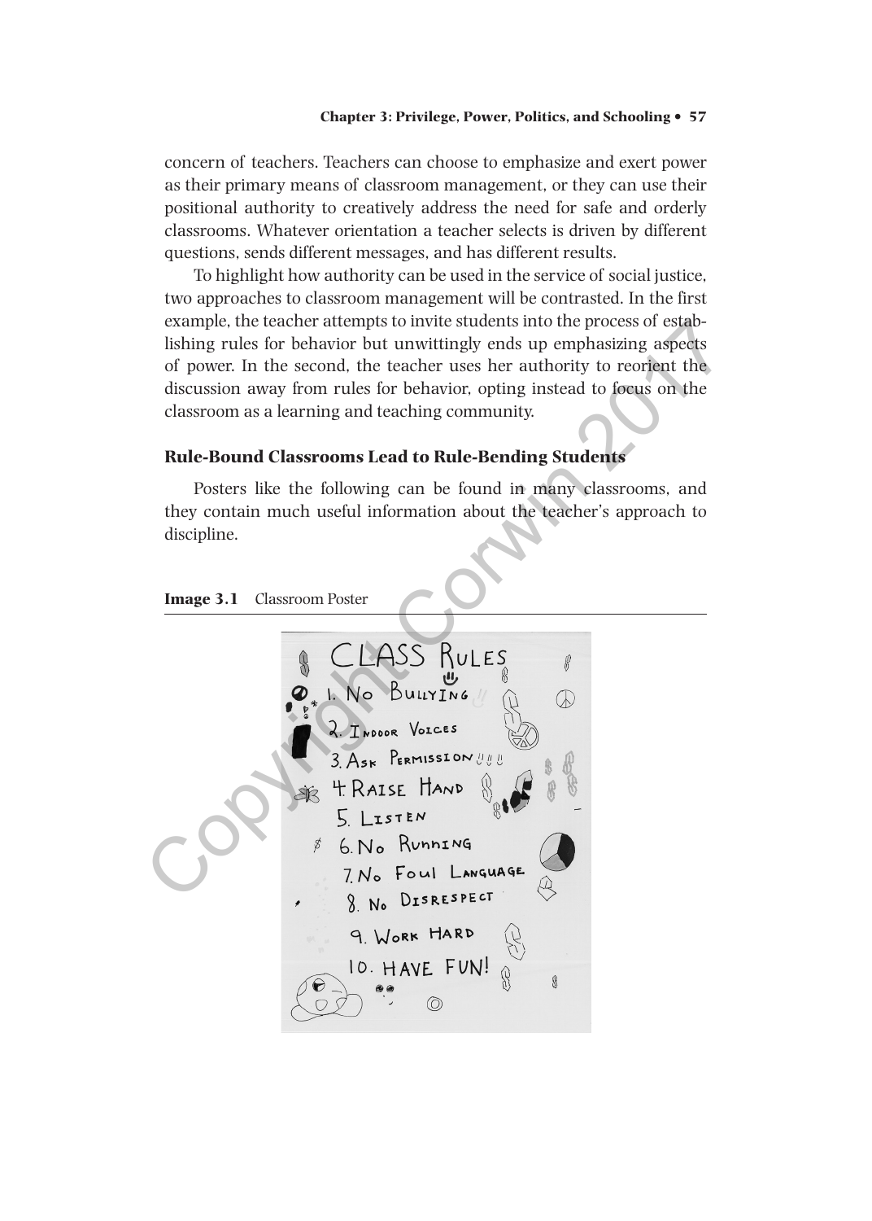concern of teachers. Teachers can choose to emphasize and exert power as their primary means of classroom management, or they can use their positional authority to creatively address the need for safe and orderly classrooms. Whatever orientation a teacher selects is driven by different questions, sends different messages, and has different results.

To highlight how authority can be used in the service of social justice, two approaches to classroom management will be contrasted. In the first example, the teacher attempts to invite students into the process of establishing rules for behavior but unwittingly ends up emphasizing aspects of power. In the second, the teacher uses her authority to reorient the discussion away from rules for behavior, opting instead to focus on the classroom as a learning and teaching community.

### Rule-Bound Classrooms Lead to Rule-Bending Students

Posters like the following can be found in many classrooms, and they contain much useful information about the teacher's approach to discipline.

**Image 3.1** Classroom Poster

CLASS RULES

1. No Bullying
2. Indoor Voices
3. Ask Permission
4. Raise Hand
5. Listen
6. No Running
7. No Foul Language
8. No Disrespect
9. Work Hard
10. Have Fun!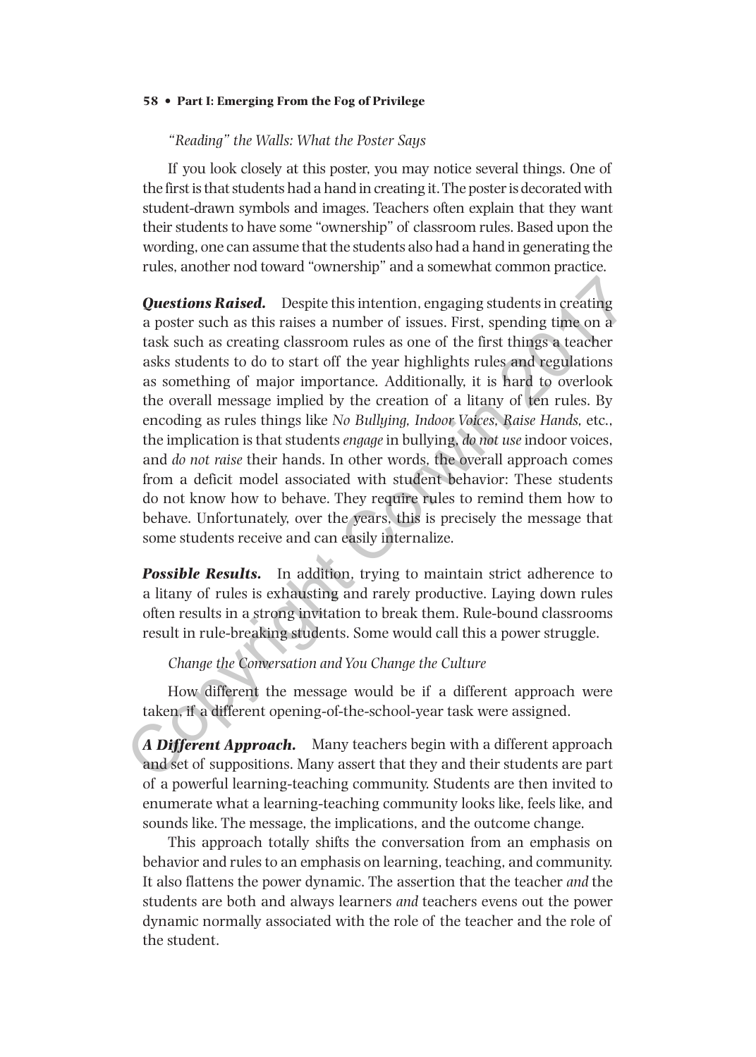*"Reading" the Walls: What the Poster Says*

If you look closely at this poster, you may notice several things. One of the first is that students had a hand in creating it. The poster is decorated with student-drawn symbols and images. Teachers often explain that they want their students to have some "ownership" of classroom rules. Based upon the wording, one can assume that the students also had a hand in generating the rules, another nod toward "ownership" and a somewhat common practice.

***Questions Raised.*** Despite this intention, engaging students in creating a poster such as this raises a number of issues. First, spending time on a task such as creating classroom rules as one of the first things a teacher asks students to do to start off the year highlights rules and regulations as something of major importance. Additionally, it is hard to overlook the overall message implied by the creation of a litany of ten rules. By encoding as rules things like *No Bullying, Indoor Voices, Raise Hands,* etc., the implication is that students *engage* in bullying, *do not use* indoor voices, and *do not raise* their hands. In other words, the overall approach comes from a deficit model associated with student behavior: These students do not know how to behave. They require rules to remind them how to behave. Unfortunately, over the years, this is precisely the message that some students receive and can easily internalize.

***Possible Results.*** In addition, trying to maintain strict adherence to a litany of rules is exhausting and rarely productive. Laying down rules often results in a strong invitation to break them. Rule-bound classrooms result in rule-breaking students. Some would call this a power struggle.

*Change the Conversation and You Change the Culture*

How different the message would be if a different approach were taken, if a different opening-of-the-school-year task were assigned.

***A Different Approach.*** Many teachers begin with a different approach and set of suppositions. Many assert that they and their students are part of a powerful learning-teaching community. Students are then invited to enumerate what a learning-teaching community looks like, feels like, and sounds like. The message, the implications, and the outcome change.

This approach totally shifts the conversation from an emphasis on behavior and rules to an emphasis on learning, teaching, and community. It also flattens the power dynamic. The assertion that the teacher *and* the students are both and always learners *and* teachers evens out the power dynamic normally associated with the role of the teacher and the role of the student.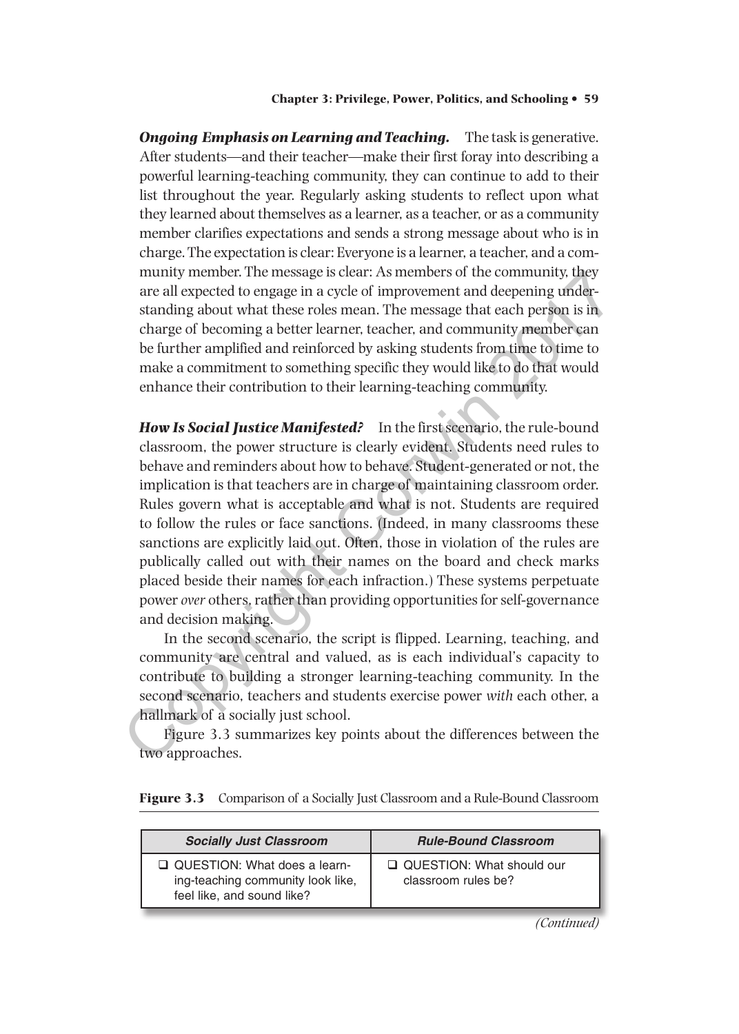***Ongoing Emphasis on Learning and Teaching.*** The task is generative. After students—and their teacher—make their first foray into describing a powerful learning-teaching community, they can continue to add to their list throughout the year. Regularly asking students to reflect upon what they learned about themselves as a learner, as a teacher, or as a community member clarifies expectations and sends a strong message about who is in charge. The expectation is clear: Everyone is a learner, a teacher, and a community member. The message is clear: As members of the community, they are all expected to engage in a cycle of improvement and deepening understanding about what these roles mean. The message that each person is in charge of becoming a better learner, teacher, and community member can be further amplified and reinforced by asking students from time to time to make a commitment to something specific they would like to do that would enhance their contribution to their learning-teaching community.

***How Is Social Justice Manifested?*** In the first scenario, the rule-bound classroom, the power structure is clearly evident. Students need rules to behave and reminders about how to behave. Student-generated or not, the implication is that teachers are in charge of maintaining classroom order. Rules govern what is acceptable and what is not. Students are required to follow the rules or face sanctions. (Indeed, in many classrooms these sanctions are explicitly laid out. Often, those in violation of the rules are publically called out with their names on the board and check marks placed beside their names for each infraction.) These systems perpetuate power *over* others, rather than providing opportunities for self-governance and decision making.

In the second scenario, the script is flipped. Learning, teaching, and community are central and valued, as is each individual's capacity to contribute to building a stronger learning-teaching community. In the second scenario, teachers and students exercise power *with* each other, a hallmark of a socially just school.

Figure 3.3 summarizes key points about the differences between the two approaches.

**Figure 3.3** Comparison of a Socially Just Classroom and a Rule-Bound Classroom

| *Socially Just Classroom* | *Rule-Bound Classroom* |
|---|---|
| ❑ QUESTION: What does a learning-teaching community look like, feel like, and sound like? | ❑ QUESTION: What should our classroom rules be? |

*(Continued)*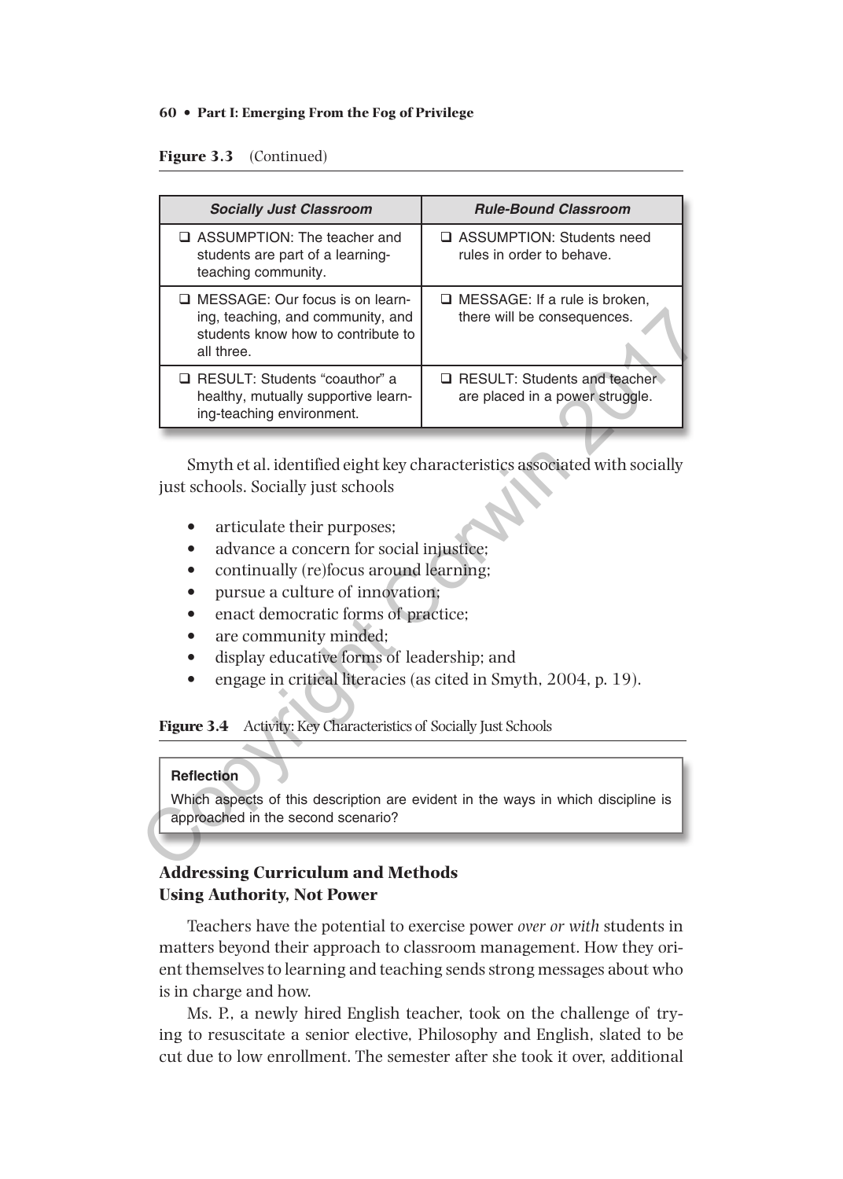**Figure 3.3** (Continued)

| Socially Just Classroom | Rule-Bound Classroom |
| --- | --- |
| ❑ ASSUMPTION: The teacher and students are part of a learning-teaching community. | ❑ ASSUMPTION: Students need rules in order to behave. |
| ❑ MESSAGE: Our focus is on learning, teaching, and community, and students know how to contribute to all three. | ❑ MESSAGE: If a rule is broken, there will be consequences. |
| ❑ RESULT: Students "coauthor" a healthy, mutually supportive learning-teaching environment. | ❑ RESULT: Students and teacher are placed in a power struggle. |

Smyth et al. identified eight key characteristics associated with socially just schools. Socially just schools

- articulate their purposes;
- advance a concern for social injustice;
- continually (re)focus around learning;
- pursue a culture of innovation;
- enact democratic forms of practice;
- are community minded;
- display educative forms of leadership; and
- engage in critical literacies (as cited in Smyth, 2004, p. 19).

**Figure 3.4** Activity: Key Characteristics of Socially Just Schools

**Reflection**

Which aspects of this description are evident in the ways in which discipline is approached in the second scenario?

### Addressing Curriculum and Methods Using Authority, Not Power

Teachers have the potential to exercise power *over or with* students in matters beyond their approach to classroom management. How they orient themselves to learning and teaching sends strong messages about who is in charge and how.

Ms. P., a newly hired English teacher, took on the challenge of trying to resuscitate a senior elective, Philosophy and English, slated to be cut due to low enrollment. The semester after she took it over, additional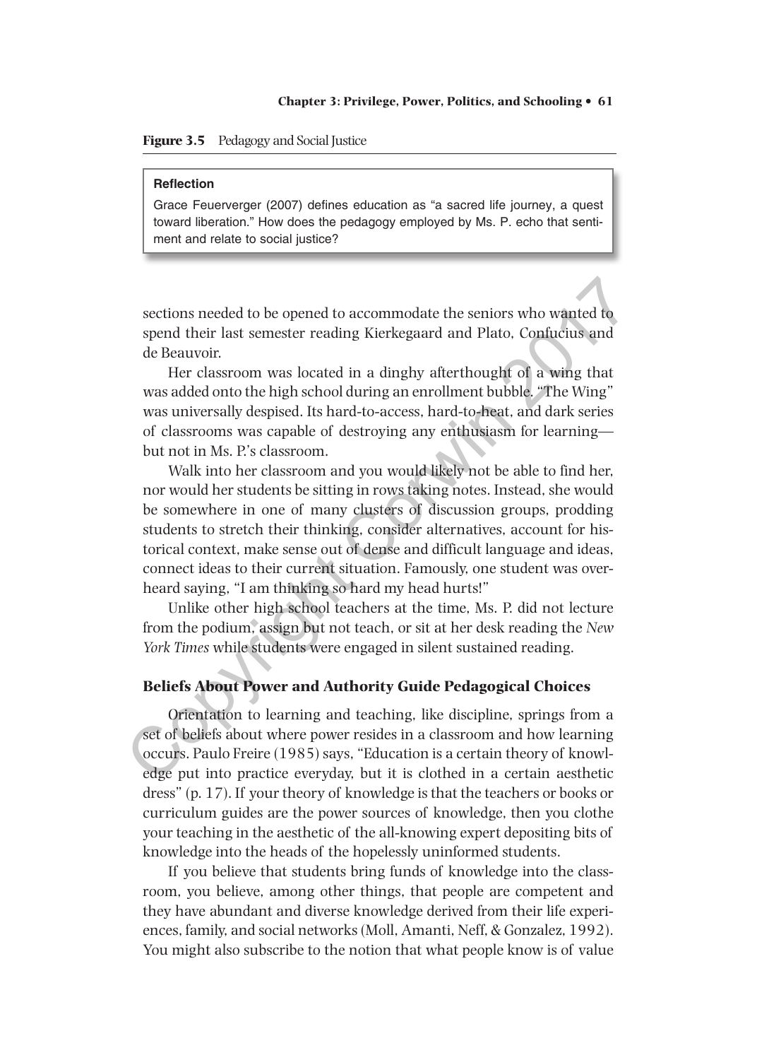**Figure 3.5** Pedagogy and Social Justice

> **Reflection**
>
> Grace Feuerverger (2007) defines education as "a sacred life journey, a quest toward liberation." How does the pedagogy employed by Ms. P. echo that sentiment and relate to social justice?

sections needed to be opened to accommodate the seniors who wanted to spend their last semester reading Kierkegaard and Plato, Confucius and de Beauvoir.

Her classroom was located in a dinghy afterthought of a wing that was added onto the high school during an enrollment bubble. "The Wing" was universally despised. Its hard-to-access, hard-to-heat, and dark series of classrooms was capable of destroying any enthusiasm for learning—but not in Ms. P.'s classroom.

Walk into her classroom and you would likely not be able to find her, nor would her students be sitting in rows taking notes. Instead, she would be somewhere in one of many clusters of discussion groups, prodding students to stretch their thinking, consider alternatives, account for historical context, make sense out of dense and difficult language and ideas, connect ideas to their current situation. Famously, one student was overheard saying, "I am thinking so hard my head hurts!"

Unlike other high school teachers at the time, Ms. P. did not lecture from the podium, assign but not teach, or sit at her desk reading the *New York Times* while students were engaged in silent sustained reading.

### Beliefs About Power and Authority Guide Pedagogical Choices

Orientation to learning and teaching, like discipline, springs from a set of beliefs about where power resides in a classroom and how learning occurs. Paulo Freire (1985) says, "Education is a certain theory of knowledge put into practice everyday, but it is clothed in a certain aesthetic dress" (p. 17). If your theory of knowledge is that the teachers or books or curriculum guides are the power sources of knowledge, then you clothe your teaching in the aesthetic of the all-knowing expert depositing bits of knowledge into the heads of the hopelessly uninformed students.

If you believe that students bring funds of knowledge into the classroom, you believe, among other things, that people are competent and they have abundant and diverse knowledge derived from their life experiences, family, and social networks (Moll, Amanti, Neff, & Gonzalez, 1992). You might also subscribe to the notion that what people know is of value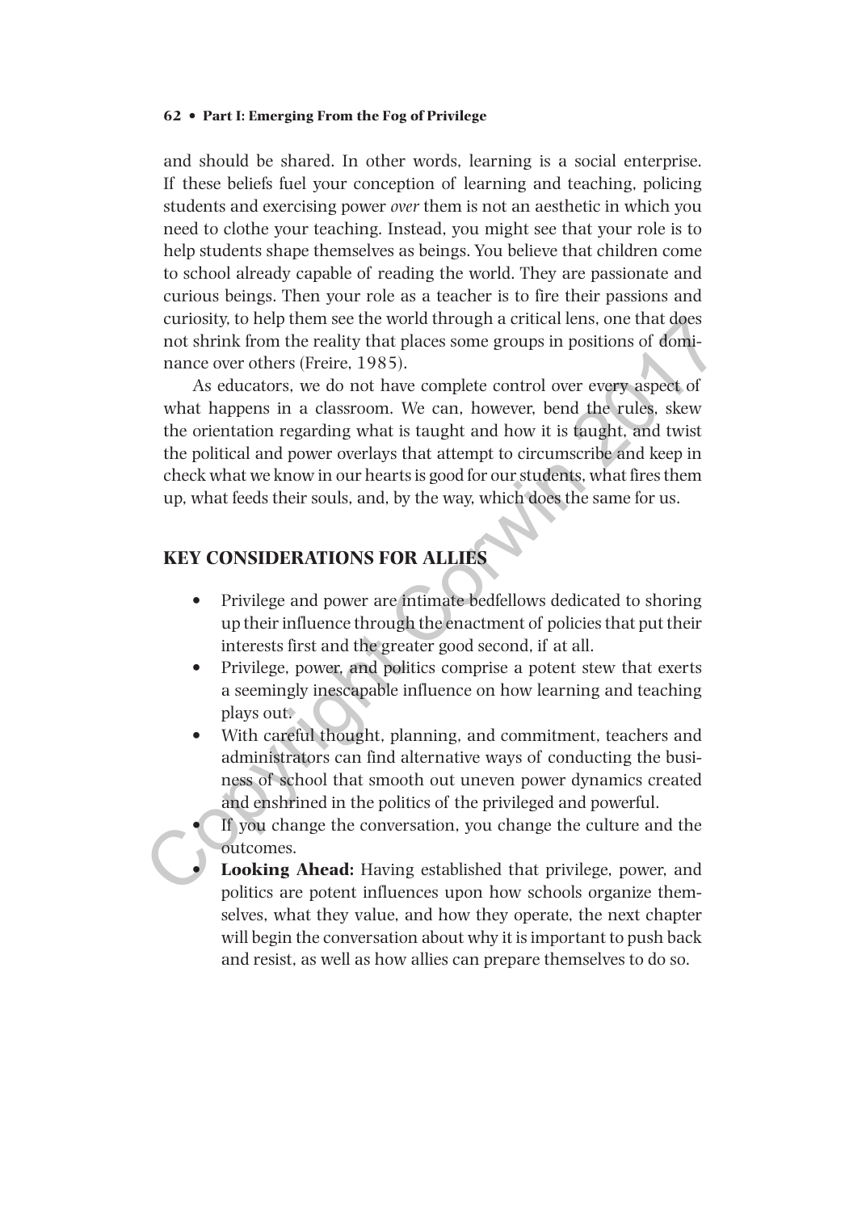and should be shared. In other words, learning is a social enterprise. If these beliefs fuel your conception of learning and teaching, policing students and exercising power *over* them is not an aesthetic in which you need to clothe your teaching. Instead, you might see that your role is to help students shape themselves as beings. You believe that children come to school already capable of reading the world. They are passionate and curious beings. Then your role as a teacher is to fire their passions and curiosity, to help them see the world through a critical lens, one that does not shrink from the reality that places some groups in positions of dominance over others (Freire, 1985).

As educators, we do not have complete control over every aspect of what happens in a classroom. We can, however, bend the rules, skew the orientation regarding what is taught and how it is taught, and twist the political and power overlays that attempt to circumscribe and keep in check what we know in our hearts is good for our students, what fires them up, what feeds their souls, and, by the way, which does the same for us.

## KEY CONSIDERATIONS FOR ALLIES

- Privilege and power are intimate bedfellows dedicated to shoring up their influence through the enactment of policies that put their interests first and the greater good second, if at all.
- Privilege, power, and politics comprise a potent stew that exerts a seemingly inescapable influence on how learning and teaching plays out.
- With careful thought, planning, and commitment, teachers and administrators can find alternative ways of conducting the business of school that smooth out uneven power dynamics created and enshrined in the politics of the privileged and powerful.
- If you change the conversation, you change the culture and the outcomes.
- **Looking Ahead:** Having established that privilege, power, and politics are potent influences upon how schools organize themselves, what they value, and how they operate, the next chapter will begin the conversation about why it is important to push back and resist, as well as how allies can prepare themselves to do so.